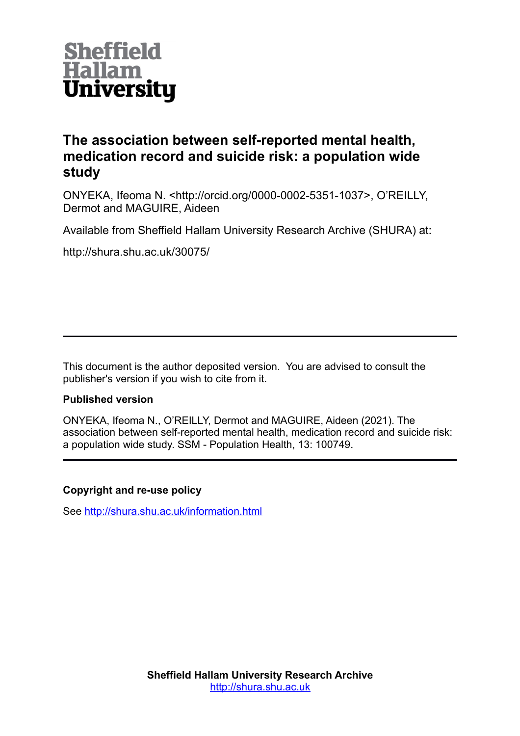Sheffield Hallam University

# The association between self-reported mental health, medication record and suicide risk: a population wide study

ONYEKA, Ifeoma N. <http://orcid.org/0000-0002-5351-1037>, O'REILLY, Dermot and MAGUIRE, Aideen

Available from Sheffield Hallam University Research Archive (SHURA) at:

http://shura.shu.ac.uk/30075/

---

This document is the author deposited version. You are advised to consult the publisher's version if you wish to cite from it.

**Published version**

ONYEKA, Ifeoma N., O'REILLY, Dermot and MAGUIRE, Aideen (2021). The association between self-reported mental health, medication record and suicide risk: a population wide study. SSM - Population Health, 13: 100749.

---

**Copyright and re-use policy**

See http://shura.shu.ac.uk/information.html

**Sheffield Hallam University Research Archive**
http://shura.shu.ac.uk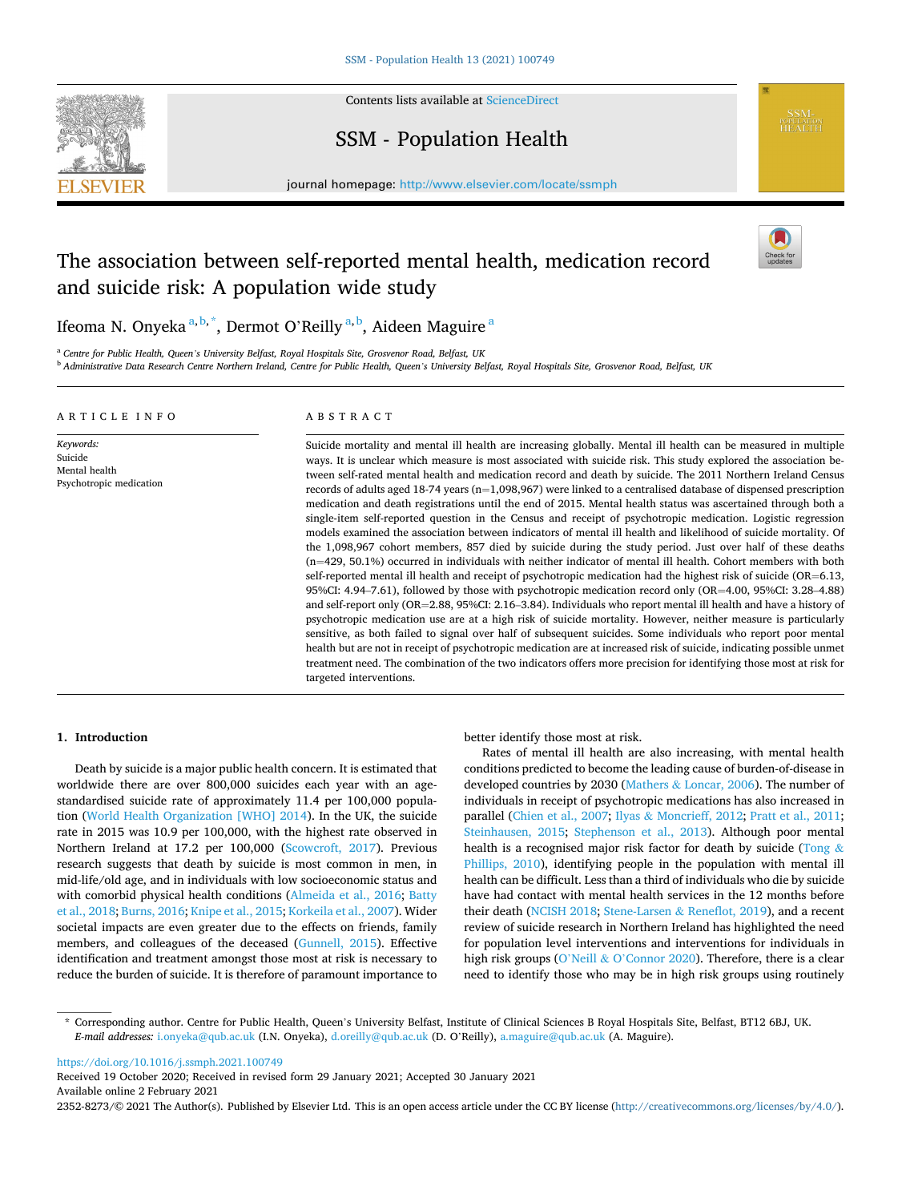# The association between self-reported mental health, medication record and suicide risk: A population wide study

Ifeoma N. Onyeka[a,b,*], Dermot O'Reilly[a,b], Aideen Maguire[a]

[a] Centre for Public Health, Queen's University Belfast, Royal Hospitals Site, Grosvenor Road, Belfast, UK

[b] Administrative Data Research Centre Northern Ireland, Centre for Public Health, Queen's University Belfast, Royal Hospitals Site, Grosvenor Road, Belfast, UK

**ARTICLE INFO**

*Keywords:*
Suicide
Mental health
Psychotropic medication

**ABSTRACT**

Suicide mortality and mental ill health are increasing globally. Mental ill health can be measured in multiple ways. It is unclear which measure is most associated with suicide risk. This study explored the association between self-rated mental health and medication record and death by suicide. The 2011 Northern Ireland Census records of adults aged 18-74 years (n=1,098,967) were linked to a centralised database of dispensed prescription medication and death registrations until the end of 2015. Mental health status was ascertained through both a single-item self-reported question in the Census and receipt of psychotropic medication. Logistic regression models examined the association between indicators of mental ill health and likelihood of suicide mortality. Of the 1,098,967 cohort members, 857 died by suicide during the study period. Just over half of these deaths (n=429, 50.1%) occurred in individuals with neither indicator of mental ill health. Cohort members with both self-reported mental ill health and receipt of psychotropic medication had the highest risk of suicide (OR=6.13, 95%CI: 4.94–7.61), followed by those with psychotropic medication record only (OR=4.00, 95%CI: 3.28–4.88) and self-report only (OR=2.88, 95%CI: 2.16–3.84). Individuals who report mental ill health and have a history of psychotropic medication use are at a high risk of suicide mortality. However, neither measure is particularly sensitive, as both failed to signal over half of subsequent suicides. Some individuals who report poor mental health but are not in receipt of psychotropic medication are at increased risk of suicide, indicating possible unmet treatment need. The combination of the two indicators offers more precision for identifying those most at risk for targeted interventions.

## 1. Introduction

Death by suicide is a major public health concern. It is estimated that worldwide there are over 800,000 suicides each year with an age-standardised suicide rate of approximately 11.4 per 100,000 population (World Health Organization [WHO] 2014). In the UK, the suicide rate in 2015 was 10.9 per 100,000, with the highest rate observed in Northern Ireland at 17.2 per 100,000 (Scowcroft, 2017). Previous research suggests that death by suicide is most common in men, in mid-life/old age, and in individuals with low socioeconomic status and with comorbid physical health conditions (Almeida et al., 2016; Batty et al., 2018; Burns, 2016; Knipe et al., 2015; Korkeila et al., 2007). Wider societal impacts are even greater due to the effects on friends, family members, and colleagues of the deceased (Gunnell, 2015). Effective identification and treatment amongst those most at risk is necessary to reduce the burden of suicide. It is therefore of paramount importance to better identify those most at risk.

Rates of mental ill health are also increasing, with mental health conditions predicted to become the leading cause of burden-of-disease in developed countries by 2030 (Mathers & Loncar, 2006). The number of individuals in receipt of psychotropic medications has also increased in parallel (Chien et al., 2007; Ilyas & Moncrieff, 2012; Pratt et al., 2011; Steinhausen, 2015; Stephenson et al., 2013). Although poor mental health is a recognised major risk factor for death by suicide (Tong & Phillips, 2010), identifying people in the population with mental ill health can be difficult. Less than a third of individuals who die by suicide have had contact with mental health services in the 12 months before their death (NCISH 2018; Stene-Larsen & Reneflot, 2019), and a recent review of suicide research in Northern Ireland has highlighted the need for population level interventions and interventions for individuals in high risk groups (O'Neill & O'Connor 2020). Therefore, there is a clear need to identify those who may be in high risk groups using routinely

* Corresponding author. Centre for Public Health, Queen's University Belfast, Institute of Clinical Sciences B Royal Hospitals Site, Belfast, BT12 6BJ, UK.
*E-mail addresses:* i.onyeka@qub.ac.uk (I.N. Onyeka), d.oreilly@qub.ac.uk (D. O'Reilly), a.maguire@qub.ac.uk (A. Maguire).

https://doi.org/10.1016/j.ssmph.2021.100749
Received 19 October 2020; Received in revised form 29 January 2021; Accepted 30 January 2021
Available online 2 February 2021
2352-8273/© 2021 The Author(s). Published by Elsevier Ltd. This is an open access article under the CC BY license (http://creativecommons.org/licenses/by/4.0/).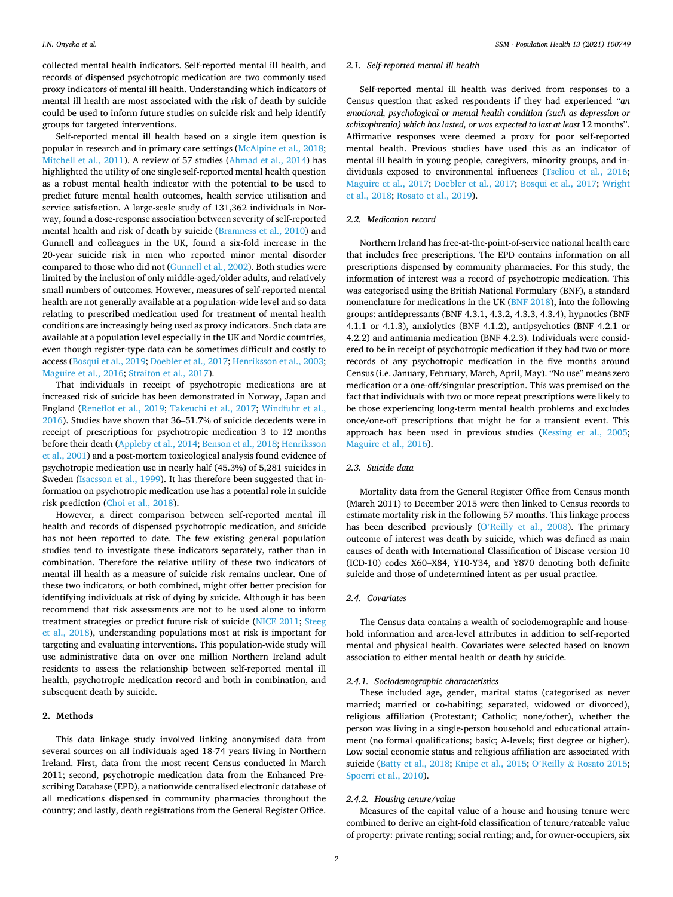collected mental health indicators. Self-reported mental ill health, and records of dispensed psychotropic medication are two commonly used proxy indicators of mental ill health. Understanding which indicators of mental ill health are most associated with the risk of death by suicide could be used to inform future studies on suicide risk and help identify groups for targeted interventions.

Self-reported mental ill health based on a single item question is popular in research and in primary care settings (McAlpine et al., 2018; Mitchell et al., 2011). A review of 57 studies (Ahmad et al., 2014) has highlighted the utility of one single self-reported mental health question as a robust mental health indicator with the potential to be used to predict future mental health outcomes, health service utilisation and service satisfaction. A large-scale study of 131,362 individuals in Norway, found a dose-response association between severity of self-reported mental health and risk of death by suicide (Bramness et al., 2010) and Gunnell and colleagues in the UK, found a six-fold increase in the 20-year suicide risk in men who reported minor mental disorder compared to those who did not (Gunnell et al., 2002). Both studies were limited by the inclusion of only middle-aged/older adults, and relatively small numbers of outcomes. However, measures of self-reported mental health are not generally available at a population-wide level and so data relating to prescribed medication used for treatment of mental health conditions are increasingly being used as proxy indicators. Such data are available at a population level especially in the UK and Nordic countries, even though register-type data can be sometimes difficult and costly to access (Bosqui et al., 2019; Doebler et al., 2017; Henriksson et al., 2003; Maguire et al., 2016; Straiton et al., 2017).

That individuals in receipt of psychotropic medications are at increased risk of suicide has been demonstrated in Norway, Japan and England (Reneflot et al., 2019; Takeuchi et al., 2017; Windfuhr et al., 2016). Studies have shown that 36–51.7% of suicide decedents were in receipt of prescriptions for psychotropic medication 3 to 12 months before their death (Appleby et al., 2014; Benson et al., 2018; Henriksson et al., 2001) and a post-mortem toxicological analysis found evidence of psychotropic medication use in nearly half (45.3%) of 5,281 suicides in Sweden (Isacsson et al., 1999). It has therefore been suggested that information on psychotropic medication use has a potential role in suicide risk prediction (Choi et al., 2018).

However, a direct comparison between self-reported mental ill health and records of dispensed psychotropic medication, and suicide has not been reported to date. The few existing general population studies tend to investigate these indicators separately, rather than in combination. Therefore the relative utility of these two indicators of mental ill health as a measure of suicide risk remains unclear. One of these two indicators, or both combined, might offer better precision for identifying individuals at risk of dying by suicide. Although it has been recommend that risk assessments are not to be used alone to inform treatment strategies or predict future risk of suicide (NICE 2011; Steeg et al., 2018), understanding populations most at risk is important for targeting and evaluating interventions. This population-wide study will use administrative data on over one million Northern Ireland adult residents to assess the relationship between self-reported mental ill health, psychotropic medication record and both in combination, and subsequent death by suicide.

## 2. Methods

This data linkage study involved linking anonymised data from several sources on all individuals aged 18-74 years living in Northern Ireland. First, data from the most recent Census conducted in March 2011; second, psychotropic medication data from the Enhanced Prescribing Database (EPD), a nationwide centralised electronic database of all medications dispensed in community pharmacies throughout the country; and lastly, death registrations from the General Register Office.

### 2.1. Self-reported mental ill health

Self-reported mental ill health was derived from responses to a Census question that asked respondents if they had experienced "*an emotional, psychological or mental health condition (such as depression or schizophrenia) which has lasted, or was expected to last at least* 12 months". Affirmative responses were deemed a proxy for poor self-reported mental health. Previous studies have used this as an indicator of mental ill health in young people, caregivers, minority groups, and individuals exposed to environmental influences (Tseliou et al., 2016; Maguire et al., 2017; Doebler et al., 2017; Bosqui et al., 2017; Wright et al., 2018; Rosato et al., 2019).

### 2.2. Medication record

Northern Ireland has free-at-the-point-of-service national health care that includes free prescriptions. The EPD contains information on all prescriptions dispensed by community pharmacies. For this study, the information of interest was a record of psychotropic medication. This was categorised using the British National Formulary (BNF), a standard nomenclature for medications in the UK (BNF 2018), into the following groups: antidepressants (BNF 4.3.1, 4.3.2, 4.3.3, 4.3.4), hypnotics (BNF 4.1.1 or 4.1.3), anxiolytics (BNF 4.1.2), antipsychotics (BNF 4.2.1 or 4.2.2) and antimania medication (BNF 4.2.3). Individuals were considered to be in receipt of psychotropic medication if they had two or more records of any psychotropic medication in the five months around Census (i.e. January, February, March, April, May). "No use" means zero medication or a one-off/singular prescription. This was premised on the fact that individuals with two or more repeat prescriptions were likely to be those experiencing long-term mental health problems and excludes once/one-off prescriptions that might be for a transient event. This approach has been used in previous studies (Kessing et al., 2005; Maguire et al., 2016).

### 2.3. Suicide data

Mortality data from the General Register Office from Census month (March 2011) to December 2015 were then linked to Census records to estimate mortality risk in the following 57 months. This linkage process has been described previously (O'Reilly et al., 2008). The primary outcome of interest was death by suicide, which was defined as main causes of death with International Classification of Disease version 10 (ICD-10) codes X60–X84, Y10-Y34, and Y870 denoting both definite suicide and those of undetermined intent as per usual practice.

### 2.4. Covariates

The Census data contains a wealth of sociodemographic and household information and area-level attributes in addition to self-reported mental and physical health. Covariates were selected based on known association to either mental health or death by suicide.

#### 2.4.1. Sociodemographic characteristics

These included age, gender, marital status (categorised as never married; married or co-habiting; separated, widowed or divorced), religious affiliation (Protestant; Catholic; none/other), whether the person was living in a single-person household and educational attainment (no formal qualifications; basic; A-levels; first degree or higher). Low social economic status and religious affiliation are associated with suicide (Batty et al., 2018; Knipe et al., 2015; O'Reilly & Rosato 2015; Spoerri et al., 2010).

#### 2.4.2. Housing tenure/value

Measures of the capital value of a house and housing tenure were combined to derive an eight-fold classification of tenure/rateable value of property: private renting; social renting; and, for owner-occupiers, six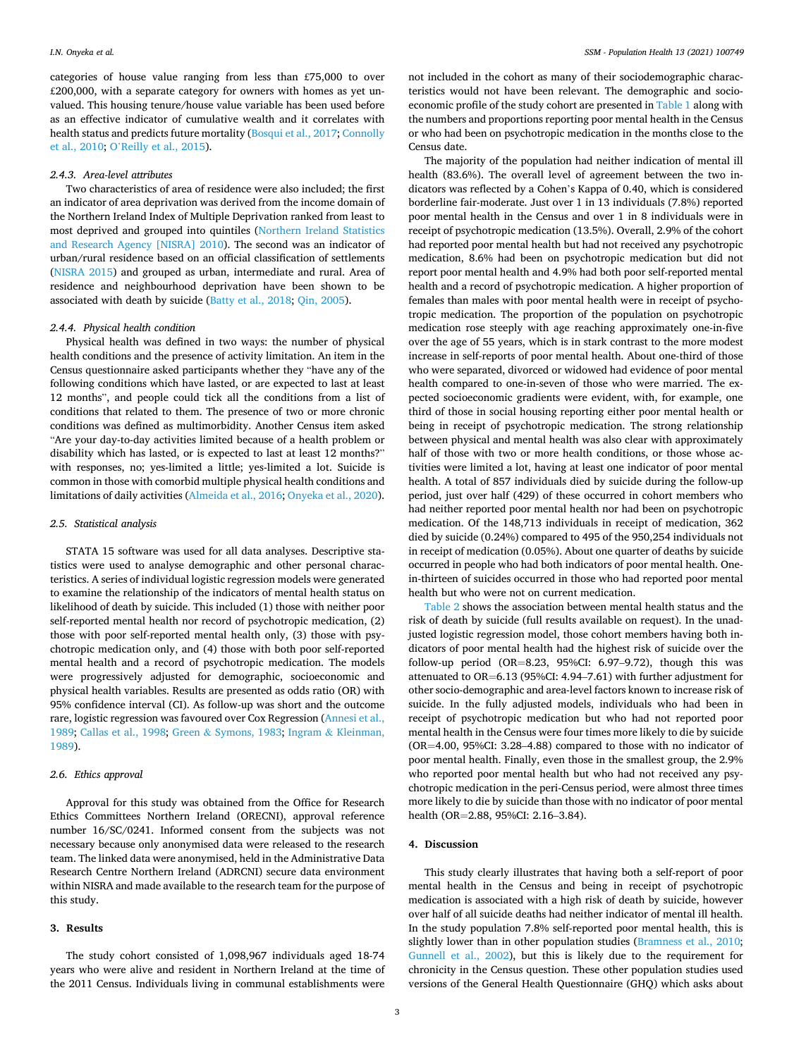categories of house value ranging from less than £75,000 to over £200,000, with a separate category for owners with homes as yet unvalued. This housing tenure/house value variable has been used before as an effective indicator of cumulative wealth and it correlates with health status and predicts future mortality (Bosqui et al., 2017; Connolly et al., 2010; O'Reilly et al., 2015).

#### 2.4.3. Area-level attributes

Two characteristics of area of residence were also included; the first an indicator of area deprivation was derived from the income domain of the Northern Ireland Index of Multiple Deprivation ranked from least to most deprived and grouped into quintiles (Northern Ireland Statistics and Research Agency [NISRA] 2010). The second was an indicator of urban/rural residence based on an official classification of settlements (NISRA 2015) and grouped as urban, intermediate and rural. Area of residence and neighbourhood deprivation have been shown to be associated with death by suicide (Batty et al., 2018; Qin, 2005).

#### 2.4.4. Physical health condition

Physical health was defined in two ways: the number of physical health conditions and the presence of activity limitation. An item in the Census questionnaire asked participants whether they "have any of the following conditions which have lasted, or are expected to last at least 12 months", and people could tick all the conditions from a list of conditions that related to them. The presence of two or more chronic conditions was defined as multimorbidity. Another Census item asked "Are your day-to-day activities limited because of a health problem or disability which has lasted, or is expected to last at least 12 months?" with responses, no; yes-limited a little; yes-limited a lot. Suicide is common in those with comorbid multiple physical health conditions and limitations of daily activities (Almeida et al., 2016; Onyeka et al., 2020).

### 2.5. Statistical analysis

STATA 15 software was used for all data analyses. Descriptive statistics were used to analyse demographic and other personal characteristics. A series of individual logistic regression models were generated to examine the relationship of the indicators of mental health status on likelihood of death by suicide. This included (1) those with neither poor self-reported mental health nor record of psychotropic medication, (2) those with poor self-reported mental health only, (3) those with psychotropic medication only, and (4) those with both poor self-reported mental health and a record of psychotropic medication. The models were progressively adjusted for demographic, socioeconomic and physical health variables. Results are presented as odds ratio (OR) with 95% confidence interval (CI). As follow-up was short and the outcome rare, logistic regression was favoured over Cox Regression (Annesi et al., 1989; Callas et al., 1998; Green & Symons, 1983; Ingram & Kleinman, 1989).

### 2.6. Ethics approval

Approval for this study was obtained from the Office for Research Ethics Committees Northern Ireland (ORECNI), approval reference number 16/SC/0241. Informed consent from the subjects was not necessary because only anonymised data were released to the research team. The linked data were anonymised, held in the Administrative Data Research Centre Northern Ireland (ADRCNI) secure data environment within NISRA and made available to the research team for the purpose of this study.

## 3. Results

The study cohort consisted of 1,098,967 individuals aged 18-74 years who were alive and resident in Northern Ireland at the time of the 2011 Census. Individuals living in communal establishments were not included in the cohort as many of their sociodemographic characteristics would not have been relevant. The demographic and socioeconomic profile of the study cohort are presented in Table 1 along with the numbers and proportions reporting poor mental health in the Census or who had been on psychotropic medication in the months close to the Census date.

The majority of the population had neither indication of mental ill health (83.6%). The overall level of agreement between the two indicators was reflected by a Cohen's Kappa of 0.40, which is considered borderline fair-moderate. Just over 1 in 13 individuals (7.8%) reported poor mental health in the Census and over 1 in 8 individuals were in receipt of psychotropic medication (13.5%). Overall, 2.9% of the cohort had reported poor mental health but had not received any psychotropic medication, 8.6% had been on psychotropic medication but did not report poor mental health and 4.9% had both poor self-reported mental health and a record of psychotropic medication. A higher proportion of females than males with poor mental health were in receipt of psychotropic medication. The proportion of the population on psychotropic medication rose steeply with age reaching approximately one-in-five over the age of 55 years, which is in stark contrast to the more modest increase in self-reports of poor mental health. About one-third of those who were separated, divorced or widowed had evidence of poor mental health compared to one-in-seven of those who were married. The expected socioeconomic gradients were evident, with, for example, one third of those in social housing reporting either poor mental health or being in receipt of psychotropic medication. The strong relationship between physical and mental health was also clear with approximately half of those with two or more health conditions, or those whose activities were limited a lot, having at least one indicator of poor mental health. A total of 857 individuals died by suicide during the follow-up period, just over half (429) of these occurred in cohort members who had neither reported poor mental health nor had been on psychotropic medication. Of the 148,713 individuals in receipt of medication, 362 died by suicide (0.24%) compared to 495 of the 950,254 individuals not in receipt of medication (0.05%). About one quarter of deaths by suicide occurred in people who had both indicators of poor mental health. One-in-thirteen of suicides occurred in those who had reported poor mental health but who were not on current medication.

Table 2 shows the association between mental health status and the risk of death by suicide (full results available on request). In the unadjusted logistic regression model, those cohort members having both indicators of poor mental health had the highest risk of suicide over the follow-up period (OR=8.23, 95%CI: 6.97–9.72), though this was attenuated to OR=6.13 (95%CI: 4.94–7.61) with further adjustment for other socio-demographic and area-level factors known to increase risk of suicide. In the fully adjusted models, individuals who had been in receipt of psychotropic medication but who had not reported poor mental health in the Census were four times more likely to die by suicide (OR=4.00, 95%CI: 3.28–4.88) compared to those with no indicator of poor mental health. Finally, even those in the smallest group, the 2.9% who reported poor mental health but who had not received any psychotropic medication in the peri-Census period, were almost three times more likely to die by suicide than those with no indicator of poor mental health (OR=2.88, 95%CI: 2.16–3.84).

## 4. Discussion

This study clearly illustrates that having both a self-report of poor mental health in the Census and being in receipt of psychotropic medication is associated with a high risk of death by suicide, however over half of all suicide deaths had neither indicator of mental ill health. In the study population 7.8% self-reported poor mental health, this is slightly lower than in other population studies (Bramness et al., 2010; Gunnell et al., 2002), but this is likely due to the requirement for chronicity in the Census question. These other population studies used versions of the General Health Questionnaire (GHQ) which asks about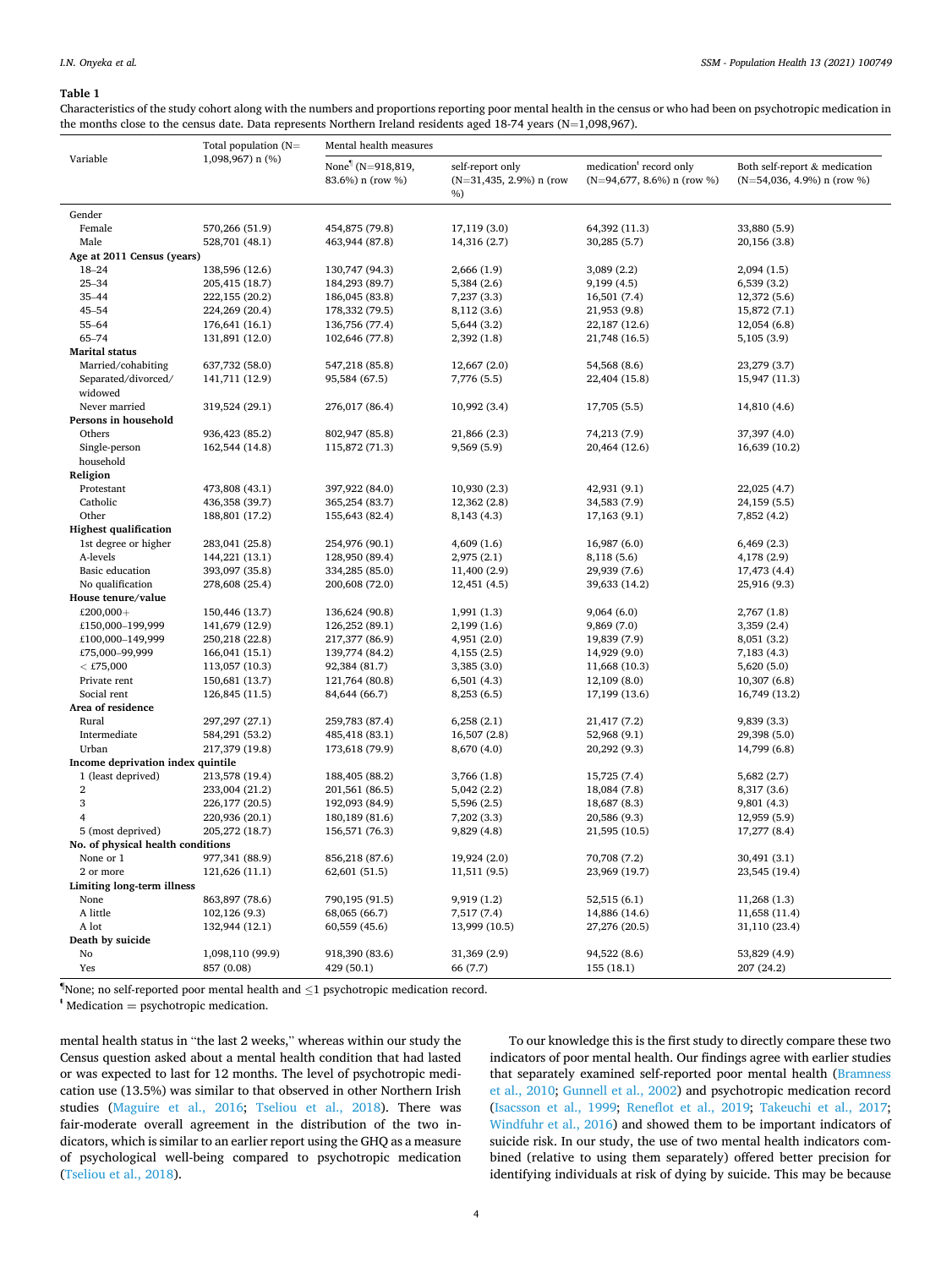**Table 1**

Characteristics of the study cohort along with the numbers and proportions reporting poor mental health in the census or who had been on psychotropic medication in the months close to the census date. Data represents Northern Ireland residents aged 18-74 years (N=1,098,967).

| Variable | Total population (N=1,098,967) n (%) | Mental health measures | | | |
|---|---|---|---|---|---|
| | | None[¶] (N=918,819, 83.6%) n (row %) | self-report only (N=31,435, 2.9%) n (row %) | medication[ŧ] record only (N=94,677, 8.6%) n (row %) | Both self-report & medication (N=54,036, 4.9%) n (row %) |
| **Gender** | | | | | |
| Female | 570,266 (51.9) | 454,875 (79.8) | 17,119 (3.0) | 64,392 (11.3) | 33,880 (5.9) |
| Male | 528,701 (48.1) | 463,944 (87.8) | 14,316 (2.7) | 30,285 (5.7) | 20,156 (3.8) |
| **Age at 2011 Census (years)** | | | | | |
| 18–24 | 138,596 (12.6) | 130,747 (94.3) | 2,666 (1.9) | 3,089 (2.2) | 2,094 (1.5) |
| 25–34 | 205,415 (18.7) | 184,293 (89.7) | 5,384 (2.6) | 9,199 (4.5) | 6,539 (3.2) |
| 35–44 | 222,155 (20.2) | 186,045 (83.8) | 7,237 (3.3) | 16,501 (7.4) | 12,372 (5.6) |
| 45–54 | 224,269 (20.4) | 178,332 (79.5) | 8,112 (3.6) | 21,953 (9.8) | 15,872 (7.1) |
| 55–64 | 176,641 (16.1) | 136,756 (77.4) | 5,644 (3.2) | 22,187 (12.6) | 12,054 (6.8) |
| 65–74 | 131,891 (12.0) | 102,646 (77.8) | 2,392 (1.8) | 21,748 (16.5) | 5,105 (3.9) |
| **Marital status** | | | | | |
| Married/cohabiting | 637,732 (58.0) | 547,218 (85.8) | 12,667 (2.0) | 54,568 (8.6) | 23,279 (3.7) |
| Separated/divorced/widowed | 141,711 (12.9) | 95,584 (67.5) | 7,776 (5.5) | 22,404 (15.8) | 15,947 (11.3) |
| Never married | 319,524 (29.1) | 276,017 (86.4) | 10,992 (3.4) | 17,705 (5.5) | 14,810 (4.6) |
| **Persons in household** | | | | | |
| Others | 936,423 (85.2) | 802,947 (85.8) | 21,866 (2.3) | 74,213 (7.9) | 37,397 (4.0) |
| Single-person household | 162,544 (14.8) | 115,872 (71.3) | 9,569 (5.9) | 20,464 (12.6) | 16,639 (10.2) |
| **Religion** | | | | | |
| Protestant | 473,808 (43.1) | 397,922 (84.0) | 10,930 (2.3) | 42,931 (9.1) | 22,025 (4.7) |
| Catholic | 436,358 (39.7) | 365,254 (83.7) | 12,362 (2.8) | 34,583 (7.9) | 24,159 (5.5) |
| Other | 188,801 (17.2) | 155,643 (82.4) | 8,143 (4.3) | 17,163 (9.1) | 7,852 (4.2) |
| **Highest qualification** | | | | | |
| 1st degree or higher | 283,041 (25.8) | 254,976 (90.1) | 4,609 (1.6) | 16,987 (6.0) | 6,469 (2.3) |
| A-levels | 144,221 (13.1) | 128,950 (89.4) | 2,975 (2.1) | 8,118 (5.6) | 4,178 (2.9) |
| Basic education | 393,097 (35.8) | 334,285 (85.0) | 11,400 (2.9) | 29,939 (7.6) | 17,473 (4.4) |
| No qualification | 278,608 (25.4) | 200,608 (72.0) | 12,451 (4.5) | 39,633 (14.2) | 25,916 (9.3) |
| **House tenure/value** | | | | | |
| £200,000+ | 150,446 (13.7) | 136,624 (90.8) | 1,991 (1.3) | 9,064 (6.0) | 2,767 (1.8) |
| £150,000–199,999 | 141,679 (12.9) | 126,252 (89.1) | 2,199 (1.6) | 9,869 (7.0) | 3,359 (2.4) |
| £100,000–149,999 | 250,218 (22.8) | 217,377 (86.9) | 4,951 (2.0) | 19,839 (7.9) | 8,051 (3.2) |
| £75,000–99,999 | 166,041 (15.1) | 139,774 (84.2) | 4,155 (2.5) | 14,929 (9.0) | 7,183 (4.3) |
| < £75,000 | 113,057 (10.3) | 92,384 (81.7) | 3,385 (3.0) | 11,668 (10.3) | 5,620 (5.0) |
| Private rent | 150,681 (13.7) | 121,764 (80.8) | 6,501 (4.3) | 12,109 (8.0) | 10,307 (6.8) |
| Social rent | 126,845 (11.5) | 84,644 (66.7) | 8,253 (6.5) | 17,199 (13.6) | 16,749 (13.2) |
| **Area of residence** | | | | | |
| Rural | 297,297 (27.1) | 259,783 (87.4) | 6,258 (2.1) | 21,417 (7.2) | 9,839 (3.3) |
| Intermediate | 584,291 (53.2) | 485,418 (83.1) | 16,507 (2.8) | 52,968 (9.1) | 29,398 (5.0) |
| Urban | 217,379 (19.8) | 173,618 (79.9) | 8,670 (4.0) | 20,292 (9.3) | 14,799 (6.8) |
| **Income deprivation index quintile** | | | | | |
| 1 (least deprived) | 213,578 (19.4) | 188,405 (88.2) | 3,766 (1.8) | 15,725 (7.4) | 5,682 (2.7) |
| 2 | 233,004 (21.2) | 201,561 (86.5) | 5,042 (2.2) | 18,084 (7.8) | 8,317 (3.6) |
| 3 | 226,177 (20.5) | 192,093 (84.9) | 5,596 (2.5) | 18,687 (8.3) | 9,801 (4.3) |
| 4 | 220,936 (20.1) | 180,189 (81.6) | 7,202 (3.3) | 20,586 (9.3) | 12,959 (5.9) |
| 5 (most deprived) | 205,272 (18.7) | 156,571 (76.3) | 9,829 (4.8) | 21,595 (10.5) | 17,277 (8.4) |
| **No. of physical health conditions** | | | | | |
| None or 1 | 977,341 (88.9) | 856,218 (87.6) | 19,924 (2.0) | 70,708 (7.2) | 30,491 (3.1) |
| 2 or more | 121,626 (11.1) | 62,601 (51.5) | 11,511 (9.5) | 23,969 (19.7) | 23,545 (19.4) |
| **Limiting long-term illness** | | | | | |
| None | 863,897 (78.6) | 790,195 (91.5) | 9,919 (1.2) | 52,515 (6.1) | 11,268 (1.3) |
| A little | 102,126 (9.3) | 68,065 (66.7) | 7,517 (7.4) | 14,886 (14.6) | 11,658 (11.4) |
| A lot | 132,944 (12.1) | 60,559 (45.6) | 13,999 (10.5) | 27,276 (20.5) | 31,110 (23.4) |
| **Death by suicide** | | | | | |
| No | 1,098,110 (99.9) | 918,390 (83.6) | 31,369 (2.9) | 94,522 (8.6) | 53,829 (4.9) |
| Yes | 857 (0.08) | 429 (50.1) | 66 (7.7) | 155 (18.1) | 207 (24.2) |

[¶]None; no self-reported poor mental health and ≤1 psychotropic medication record.
[ŧ] Medication = psychotropic medication.

mental health status in "the last 2 weeks," whereas within our study the Census question asked about a mental health condition that had lasted or was expected to last for 12 months. The level of psychotropic medication use (13.5%) was similar to that observed in other Northern Irish studies (Maguire et al., 2016; Tseliou et al., 2018). There was fair-moderate overall agreement in the distribution of the two indicators, which is similar to an earlier report using the GHQ as a measure of psychological well-being compared to psychotropic medication (Tseliou et al., 2018).

To our knowledge this is the first study to directly compare these two indicators of poor mental health. Our findings agree with earlier studies that separately examined self-reported poor mental health (Bramness et al., 2010; Gunnell et al., 2002) and psychotropic medication record (Isacsson et al., 1999; Reneflot et al., 2019; Takeuchi et al., 2017; Windfuhr et al., 2016) and showed them to be important indicators of suicide risk. In our study, the use of two mental health indicators combined (relative to using them separately) offered better precision for identifying individuals at risk of dying by suicide. This may be because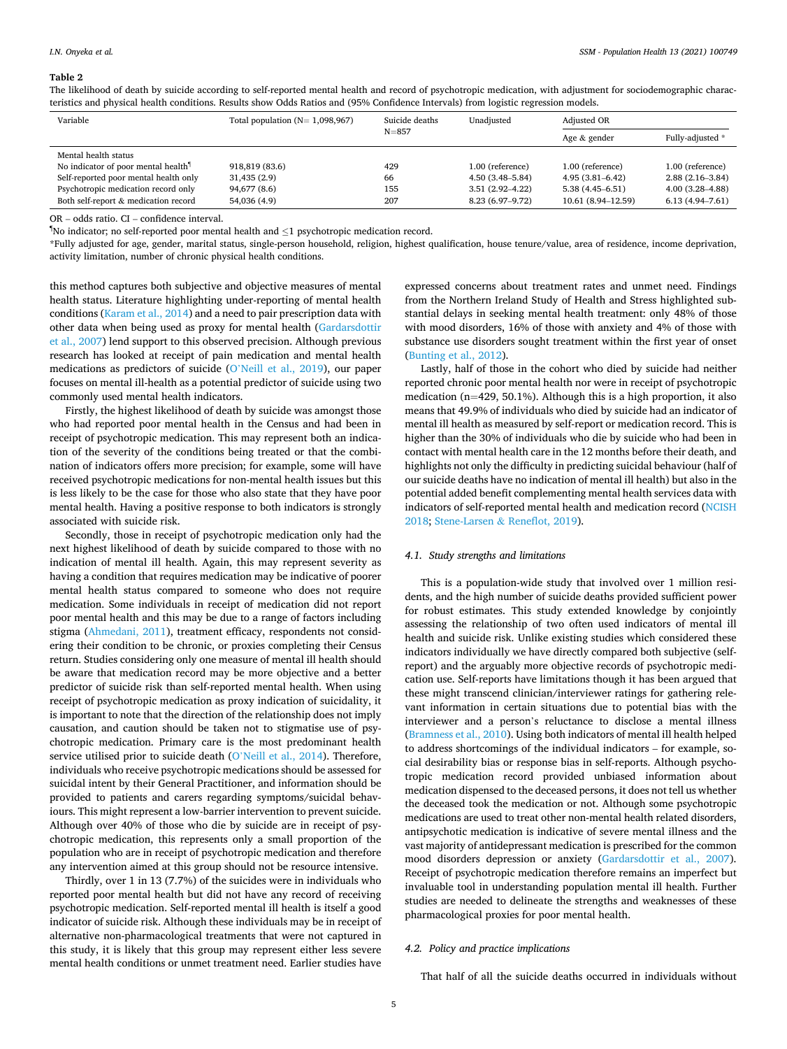**Table 2**

The likelihood of death by suicide according to self-reported mental health and record of psychotropic medication, with adjustment for sociodemographic characteristics and physical health conditions. Results show Odds Ratios and (95% Confidence Intervals) from logistic regression models.

| Variable | Total population (N= 1,098,967) | Suicide deaths N=857 | Unadjusted | Adjusted OR | |
|---|---|---|---|---|---|
| | | | | Age & gender | Fully-adjusted * |
| Mental health status | | | | | |
| No indicator of poor mental health[¶] | 918,819 (83.6) | 429 | 1.00 (reference) | 1.00 (reference) | 1.00 (reference) |
| Self-reported poor mental health only | 31,435 (2.9) | 66 | 4.50 (3.48–5.84) | 4.95 (3.81–6.42) | 2.88 (2.16–3.84) |
| Psychotropic medication record only | 94,677 (8.6) | 155 | 3.51 (2.92–4.22) | 5.38 (4.45–6.51) | 4.00 (3.28–4.88) |
| Both self-report & medication record | 54,036 (4.9) | 207 | 8.23 (6.97–9.72) | 10.61 (8.94–12.59) | 6.13 (4.94–7.61) |

OR – odds ratio. CI – confidence interval.

¶No indicator; no self-reported poor mental health and ≤1 psychotropic medication record.

*Fully adjusted for age, gender, marital status, single-person household, religion, highest qualification, house tenure/value, area of residence, income deprivation, activity limitation, number of chronic physical health conditions.

this method captures both subjective and objective measures of mental health status. Literature highlighting under-reporting of mental health conditions (Karam et al., 2014) and a need to pair prescription data with other data when being used as proxy for mental health (Gardarsdottir et al., 2007) lend support to this observed precision. Although previous research has looked at receipt of pain medication and mental health medications as predictors of suicide (O'Neill et al., 2019), our paper focuses on mental ill-health as a potential predictor of suicide using two commonly used mental health indicators.

Firstly, the highest likelihood of death by suicide was amongst those who had reported poor mental health in the Census and had been in receipt of psychotropic medication. This may represent both an indication of the severity of the conditions being treated or that the combination of indicators offers more precision; for example, some will have received psychotropic medications for non-mental health issues but this is less likely to be the case for those who also state that they have poor mental health. Having a positive response to both indicators is strongly associated with suicide risk.

Secondly, those in receipt of psychotropic medication only had the next highest likelihood of death by suicide compared to those with no indication of mental ill health. Again, this may represent severity as having a condition that requires medication may be indicative of poorer mental health status compared to someone who does not require medication. Some individuals in receipt of medication did not report poor mental health and this may be due to a range of factors including stigma (Ahmedani, 2011), treatment efficacy, respondents not considering their condition to be chronic, or proxies completing their Census return. Studies considering only one measure of mental ill health should be aware that medication record may be more objective and a better predictor of suicide risk than self-reported mental health. When using receipt of psychotropic medication as proxy indication of suicidality, it is important to note that the direction of the relationship does not imply causation, and caution should be taken not to stigmatise use of psychotropic medication. Primary care is the most predominant health service utilised prior to suicide death (O'Neill et al., 2014). Therefore, individuals who receive psychotropic medications should be assessed for suicidal intent by their General Practitioner, and information should be provided to patients and carers regarding symptoms/suicidal behaviours. This might represent a low-barrier intervention to prevent suicide. Although over 40% of those who die by suicide are in receipt of psychotropic medication, this represents only a small proportion of the population who are in receipt of psychotropic medication and therefore any intervention aimed at this group should not be resource intensive.

Thirdly, over 1 in 13 (7.7%) of the suicides were in individuals who reported poor mental health but did not have any record of receiving psychotropic medication. Self-reported mental ill health is itself a good indicator of suicide risk. Although these individuals may be in receipt of alternative non-pharmacological treatments that were not captured in this study, it is likely that this group may represent either less severe mental health conditions or unmet treatment need. Earlier studies have expressed concerns about treatment rates and unmet need. Findings from the Northern Ireland Study of Health and Stress highlighted substantial delays in seeking mental health treatment: only 48% of those with mood disorders, 16% of those with anxiety and 4% of those with substance use disorders sought treatment within the first year of onset (Bunting et al., 2012).

Lastly, half of those in the cohort who died by suicide had neither reported chronic poor mental health nor were in receipt of psychotropic medication (n=429, 50.1%). Although this is a high proportion, it also means that 49.9% of individuals who died by suicide had an indicator of mental ill health as measured by self-report or medication record. This is higher than the 30% of individuals who die by suicide who had been in contact with mental health care in the 12 months before their death, and highlights not only the difficulty in predicting suicidal behaviour (half of our suicide deaths have no indication of mental ill health) but also in the potential added benefit complementing mental health services data with indicators of self-reported mental health and medication record (NCISH 2018; Stene-Larsen & Reneflot, 2019).

### 4.1. Study strengths and limitations

This is a population-wide study that involved over 1 million residents, and the high number of suicide deaths provided sufficient power for robust estimates. This study extended knowledge by conjointly assessing the relationship of two often used indicators of mental ill health and suicide risk. Unlike existing studies which considered these indicators individually we have directly compared both subjective (self-report) and the arguably more objective records of psychotropic medication use. Self-reports have limitations though it has been argued that these might transcend clinician/interviewer ratings for gathering relevant information in certain situations due to potential bias with the interviewer and a person's reluctance to disclose a mental illness (Bramness et al., 2010). Using both indicators of mental ill health helped to address shortcomings of the individual indicators – for example, social desirability bias or response bias in self-reports. Although psychotropic medication record provided unbiased information about medication dispensed to the deceased persons, it does not tell us whether the deceased took the medication or not. Although some psychotropic medications are used to treat other non-mental health related disorders, antipsychotic medication is indicative of severe mental illness and the vast majority of antidepressant medication is prescribed for the common mood disorders depression or anxiety (Gardarsdottir et al., 2007). Receipt of psychotropic medication therefore remains an imperfect but invaluable tool in understanding population mental ill health. Further studies are needed to delineate the strengths and weaknesses of these pharmacological proxies for poor mental health.

### 4.2. Policy and practice implications

That half of all the suicide deaths occurred in individuals without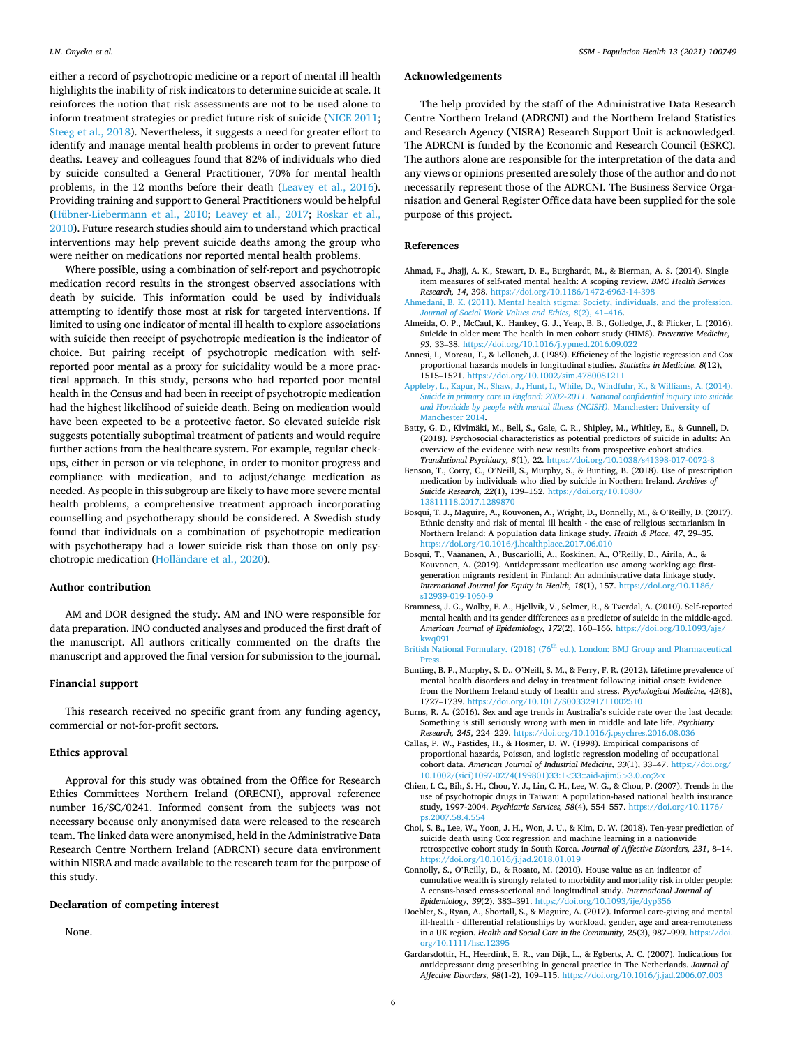either a record of psychotropic medicine or a report of mental ill health highlights the inability of risk indicators to determine suicide at scale. It reinforces the notion that risk assessments are not to be used alone to inform treatment strategies or predict future risk of suicide (NICE 2011; Steeg et al., 2018). Nevertheless, it suggests a need for greater effort to identify and manage mental health problems in order to prevent future deaths. Leavey and colleagues found that 82% of individuals who died by suicide consulted a General Practitioner, 70% for mental health problems, in the 12 months before their death (Leavey et al., 2016). Providing training and support to General Practitioners would be helpful (Hübner-Liebermann et al., 2010; Leavey et al., 2017; Roskar et al., 2010). Future research studies should aim to understand which practical interventions may help prevent suicide deaths among the group who were neither on medications nor reported mental health problems.

Where possible, using a combination of self-report and psychotropic medication record results in the strongest observed associations with death by suicide. This information could be used by individuals attempting to identify those most at risk for targeted interventions. If limited to using one indicator of mental ill health to explore associations with suicide then receipt of psychotropic medication is the indicator of choice. But pairing receipt of psychotropic medication with self-reported poor mental as a proxy for suicidality would be a more practical approach. In this study, persons who had reported poor mental health in the Census and had been in receipt of psychotropic medication had the highest likelihood of suicide death. Being on medication would have been expected to be a protective factor. So elevated suicide risk suggests potentially suboptimal treatment of patients and would require further actions from the healthcare system. For example, regular check-ups, either in person or via telephone, in order to monitor progress and compliance with medication, and to adjust/change medication as needed. As people in this subgroup are likely to have more severe mental health problems, a comprehensive treatment approach incorporating counselling and psychotherapy should be considered. A Swedish study found that individuals on a combination of psychotropic medication with psychotherapy had a lower suicide risk than those on only psychotropic medication (Holländare et al., 2020).

## Author contribution

AM and DOR designed the study. AM and INO were responsible for data preparation. INO conducted analyses and produced the first draft of the manuscript. All authors critically commented on the drafts the manuscript and approved the final version for submission to the journal.

## Financial support

This research received no specific grant from any funding agency, commercial or not-for-profit sectors.

## Ethics approval

Approval for this study was obtained from the Office for Research Ethics Committees Northern Ireland (ORECNI), approval reference number 16/SC/0241. Informed consent from the subjects was not necessary because only anonymised data were released to the research team. The linked data were anonymised, held in the Administrative Data Research Centre Northern Ireland (ADRCNI) secure data environment within NISRA and made available to the research team for the purpose of this study.

## Declaration of competing interest

None.

## Acknowledgements

The help provided by the staff of the Administrative Data Research Centre Northern Ireland (ADRCNI) and the Northern Ireland Statistics and Research Agency (NISRA) Research Support Unit is acknowledged. The ADRCNI is funded by the Economic and Research Council (ESRC). The authors alone are responsible for the interpretation of the data and any views or opinions presented are solely those of the author and do not necessarily represent those of the ADRCNI. The Business Service Organisation and General Register Office data have been supplied for the sole purpose of this project.

## References

Ahmad, F., Jhajj, A. K., Stewart, D. E., Burghardt, M., & Bierman, A. S. (2014). Single item measures of self-rated mental health: A scoping review. *BMC Health Services Research, 14*, 398. https://doi.org/10.1186/1472-6963-14-398

Ahmedani, B. K. (2011). Mental health stigma: Society, individuals, and the profession. *Journal of Social Work Values and Ethics, 8*(2), 41–416.

Almeida, O. P., McCaul, K., Hankey, G. J., Yeap, B. B., Golledge, J., & Flicker, L. (2016). Suicide in older men: The health in men cohort study (HIMS). *Preventive Medicine, 93*, 33–38. https://doi.org/10.1016/j.ypmed.2016.09.022

Annesi, I., Moreau, T., & Lellouch, J. (1989). Efficiency of the logistic regression and Cox proportional hazards models in longitudinal studies. *Statistics in Medicine, 8*(12), 1515–1521. https://doi.org/10.1002/sim.4780081211

Appleby, L., Kapur, N., Shaw, J., Hunt, I., While, D., Windfuhr, K., & Williams, A. (2014). *Suicide in primary care in England: 2002-2011. National confidential inquiry into suicide and Homicide by people with mental illness (NCISH)*. Manchester: University of Manchester 2014.

Batty, G. D., Kivimäki, M., Bell, S., Gale, C. R., Shipley, M., Whitley, E., & Gunnell, D. (2018). Psychosocial characteristics as potential predictors of suicide in adults: An overview of the evidence with new results from prospective cohort studies. *Translational Psychiatry, 8*(1), 22. https://doi.org/10.1038/s41398-017-0072-8

Benson, T., Corry, C., O'Neill, S., Murphy, S., & Bunting, B. (2018). Use of prescription medication by individuals who died by suicide in Northern Ireland. *Archives of Suicide Research, 22*(1), 139–152. https://doi.org/10.1080/13811118.2017.1289870

Bosqui, T. J., Maguire, A., Kouvonen, A., Wright, D., Donnelly, M., & O'Reilly, D. (2017). Ethnic density and risk of mental ill health - the case of religious sectarianism in Northern Ireland: A population data linkage study. *Health & Place, 47*, 29–35. https://doi.org/10.1016/j.healthplace.2017.06.010

Bosqui, T., Väänänen, A., Buscariolli, A., Koskinen, A., O'Reilly, D., Airila, A., & Kouvonen, A. (2019). Antidepressant medication use among working age first-generation migrants resident in Finland: An administrative data linkage study. *International Journal for Equity in Health, 18*(1), 157. https://doi.org/10.1186/s12939-019-1060-9

Bramness, J. G., Walby, F. A., Hjellvik, V., Selmer, R., & Tverdal, A. (2010). Self-reported mental health and its gender differences as a predictor of suicide in the middle-aged. *American Journal of Epidemiology, 172*(2), 160–166. https://doi.org/10.1093/aje/kwq091

British National Formulary. (2018) (76th ed.). London: BMJ Group and Pharmaceutical Press.

Bunting, B. P., Murphy, S. D., O'Neill, S. M., & Ferry, F. R. (2012). Lifetime prevalence of mental health disorders and delay in treatment following initial onset: Evidence from the Northern Ireland study of health and stress. *Psychological Medicine, 42*(8), 1727–1739. https://doi.org/10.1017/S0033291711002510

Burns, R. A. (2016). Sex and age trends in Australia's suicide rate over the last decade: Something is still seriously wrong with men in middle and late life. *Psychiatry Research, 245*, 224–229. https://doi.org/10.1016/j.psychres.2016.08.036

Callas, P. W., Pastides, H., & Hosmer, D. W. (1998). Empirical comparisons of proportional hazards, Poisson, and logistic regression modeling of occupational cohort data. *American Journal of Industrial Medicine, 33*(1), 33–47. https://doi.org/10.1002/(sici)1097-0274(199801)33:1<33::aid-ajim5>3.0.co;2-x

Chien, I. C., Bih, S. H., Chou, Y. J., Lin, C. H., Lee, W. G., & Chou, P. (2007). Trends in the use of psychotropic drugs in Taiwan: A population-based national health insurance study, 1997-2004. *Psychiatric Services, 58*(4), 554–557. https://doi.org/10.1176/ps.2007.58.4.554

Choi, S. B., Lee, W., Yoon, J. H., Won, J. U., & Kim, D. W. (2018). Ten-year prediction of suicide death using Cox regression and machine learning in a nationwide retrospective cohort study in South Korea. *Journal of Affective Disorders, 231*, 8–14. https://doi.org/10.1016/j.jad.2018.01.019

Connolly, S., O'Reilly, D., & Rosato, M. (2010). House value as an indicator of cumulative wealth is strongly related to morbidity and mortality risk in older people: A census-based cross-sectional and longitudinal study. *International Journal of Epidemiology, 39*(2), 383–391. https://doi.org/10.1093/ije/dyp356

Doebler, S., Ryan, A., Shortall, S., & Maguire, A. (2017). Informal care-giving and mental ill-health - differential relationships by workload, gender, age and area-remoteness in a UK region. *Health and Social Care in the Community, 25*(3), 987–999. https://doi.org/10.1111/hsc.12395

Gardarsdottir, H., Heerdink, E. R., van Dijk, L., & Egberts, A. C. (2007). Indications for antidepressant drug prescribing in general practice in The Netherlands. *Journal of Affective Disorders, 98*(1-2), 109–115. https://doi.org/10.1016/j.jad.2006.07.003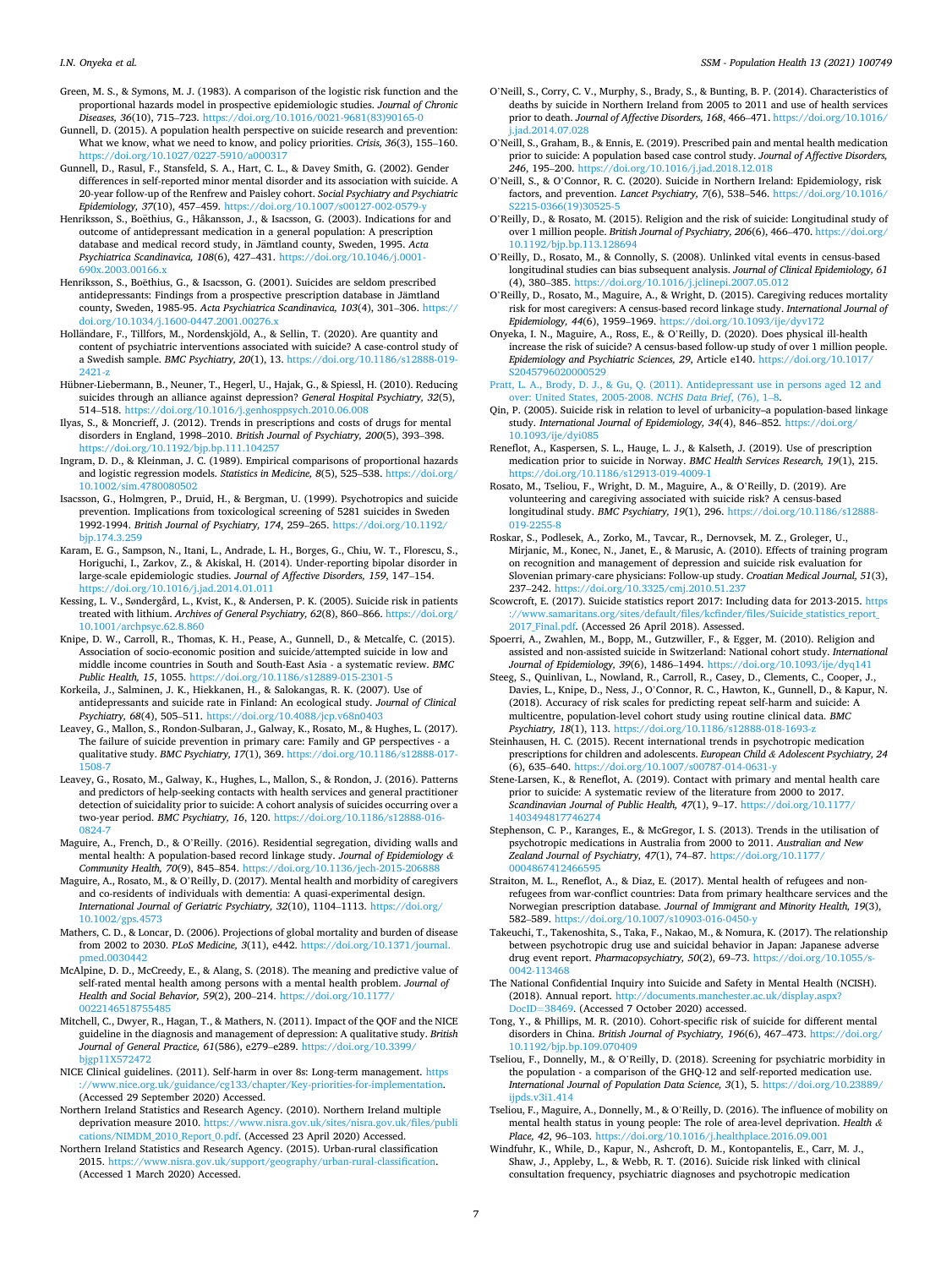Green, M. S., & Symons, M. J. (1983). A comparison of the logistic risk function and the proportional hazards model in prospective epidemiologic studies. *Journal of Chronic Diseases, 36*(10), 715–723. https://doi.org/10.1016/0021-9681(83)90165-0

Gunnell, D. (2015). A population health perspective on suicide research and prevention: What we know, what we need to know, and policy priorities. *Crisis, 36*(3), 155–160. https://doi.org/10.1027/0227-5910/a000317

Gunnell, D., Rasul, F., Stansfeld, S. A., Hart, C. L., & Davey Smith, G. (2002). Gender differences in self-reported minor mental disorder and its association with suicide. A 20-year follow-up of the Renfrew and Paisley cohort. *Social Psychiatry and Psychiatric Epidemiology, 37*(10), 457–459. https://doi.org/10.1007/s00127-002-0579-y

Henriksson, S., Boëthius, G., Håkansson, J., & Isacsson, G. (2003). Indications for and outcome of antidepressant medication in a general population: A prescription database and medical record study, in Jämtland county, Sweden, 1995. *Acta Psychiatrica Scandinavica, 108*(6), 427–431. https://doi.org/10.1046/j.0001-690x.2003.00166.x

Henriksson, S., Boëthius, G., & Isacsson, G. (2001). Suicides are seldom prescribed antidepressants: Findings from a prospective prescription database in Jämtland county, Sweden, 1985-95. *Acta Psychiatrica Scandinavica, 103*(4), 301–306. https://doi.org/10.1034/j.1600-0447.2001.00276.x

Holländare, F., Tillfors, M., Nordenskjöld, A., & Sellin, T. (2020). Are quantity and content of psychiatric interventions associated with suicide? A case-control study of a Swedish sample. *BMC Psychiatry, 20*(1), 13. https://doi.org/10.1186/s12888-019-2421-z

Hübner-Liebermann, B., Neuner, T., Hegerl, U., Hajak, G., & Spiessl, H. (2010). Reducing suicides through an alliance against depression? *General Hospital Psychiatry, 32*(5), 514–518. https://doi.org/10.1016/j.genhosppsych.2010.06.008

Ilyas, S., & Moncrieff, J. (2012). Trends in prescriptions and costs of drugs for mental disorders in England, 1998–2010. *British Journal of Psychiatry, 200*(5), 393–398. https://doi.org/10.1192/bjp.bp.111.104257

Ingram, D. D., & Kleinman, J. C. (1989). Empirical comparisons of proportional hazards and logistic regression models. *Statistics in Medicine, 8*(5), 525–538. https://doi.org/10.1002/sim.4780080502

Isacsson, G., Holmgren, P., Druid, H., & Bergman, U. (1999). Psychotropics and suicide prevention. Implications from toxicological screening of 5281 suicides in Sweden 1992-1994. *British Journal of Psychiatry, 174*, 259–265. https://doi.org/10.1192/bjp.174.3.259

Karam, E. G., Sampson, N., Itani, L., Andrade, L. H., Borges, G., Chiu, W. T., Florescu, S., Horiguchi, I., Zarkov, Z., & Akiskal, H. (2014). Under-reporting bipolar disorder in large-scale epidemiologic studies. *Journal of Affective Disorders, 159*, 147–154. https://doi.org/10.1016/j.jad.2014.01.011

Kessing, L. V., Søndergård, L., Kvist, K., & Andersen, P. K. (2005). Suicide risk in patients treated with lithium. *Archives of General Psychiatry, 62*(8), 860–866. https://doi.org/10.1001/archpsyc.62.8.860

Knipe, D. W., Carroll, R., Thomas, K. H., Pease, A., Gunnell, D., & Metcalfe, C. (2015). Association of socio-economic position and suicide/attempted suicide in low and middle income countries in South and South-East Asia - a systematic review. *BMC Public Health, 15*, 1055. https://doi.org/10.1186/s12889-015-2301-5

Korkeila, J., Salminen, J. K., Hiekkanen, H., & Salokangas, R. K. (2007). Use of antidepressants and suicide rate in Finland: An ecological study. *Journal of Clinical Psychiatry, 68*(4), 505–511. https://doi.org/10.4088/jcp.v68n0403

Leavey, G., Mallon, S., Rondon-Sulbaran, J., Galway, K., Rosato, M., & Hughes, L. (2017). The failure of suicide prevention in primary care: Family and GP perspectives - a qualitative study. *BMC Psychiatry, 17*(1), 369. https://doi.org/10.1186/s12888-017-1508-7

Leavey, G., Rosato, M., Galway, K., Hughes, L., Mallon, S., & Rondon, J. (2016). Patterns and predictors of help-seeking contacts with health services and general practitioner detection of suicidality prior to suicide: A cohort analysis of suicides occurring over a two-year period. *BMC Psychiatry, 16*, 120. https://doi.org/10.1186/s12888-016-0824-7

Maguire, A., French, D., & O'Reilly. (2016). Residential segregation, dividing walls and mental health: A population-based record linkage study. *Journal of Epidemiology & Community Health, 70*(9), 845–854. https://doi.org/10.1136/jech-2015-206888

Maguire, A., Rosato, M., & O'Reilly, D. (2017). Mental health and morbidity of caregivers and co-residents of individuals with dementia: A quasi-experimental design. *International Journal of Geriatric Psychiatry, 32*(10), 1104–1113. https://doi.org/10.1002/gps.4573

Mathers, C. D., & Loncar, D. (2006). Projections of global mortality and burden of disease from 2002 to 2030. *PLoS Medicine, 3*(11), e442. https://doi.org/10.1371/journal.pmed.0030442

McAlpine, D. D., McCreedy, E., & Alang, S. (2018). The meaning and predictive value of self-rated mental health among persons with a mental health problem. *Journal of Health and Social Behavior, 59*(2), 200–214. https://doi.org/10.1177/0022146518755485

Mitchell, C., Dwyer, R., Hagan, T., & Mathers, N. (2011). Impact of the QOF and the NICE guideline in the diagnosis and management of depression: A qualitative study. *British Journal of General Practice, 61*(586), e279–e289. https://doi.org/10.3399/bjgp11X572472

NICE Clinical guidelines. (2011). Self-harm in over 8s: Long-term management. https://www.nice.org.uk/guidance/cg133/chapter/Key-priorities-for-implementation. (Accessed 29 September 2020) Accessed.

Northern Ireland Statistics and Research Agency. (2010). Northern Ireland multiple deprivation measure 2010. https://www.nisra.gov.uk/sites/nisra.gov.uk/files/publications/NIMDM_2010_Report_0.pdf. (Accessed 23 April 2020) Accessed.

Northern Ireland Statistics and Research Agency. (2015). Urban-rural classification 2015. https://www.nisra.gov.uk/support/geography/urban-rural-classification. (Accessed 1 March 2020) Accessed.

O'Neill, S., Corry, C. V., Murphy, S., Brady, S., & Bunting, B. P. (2014). Characteristics of deaths by suicide in Northern Ireland from 2005 to 2011 and use of health services prior to death. *Journal of Affective Disorders, 168*, 466–471. https://doi.org/10.1016/j.jad.2014.07.028

O'Neill, S., Graham, B., & Ennis, E. (2019). Prescribed pain and mental health medication prior to suicide: A population based case control study. *Journal of Affective Disorders, 246*, 195–200. https://doi.org/10.1016/j.jad.2018.12.018

O'Neill, S., & O'Connor, R. C. (2020). Suicide in Northern Ireland: Epidemiology, risk factors, and prevention. *Lancet Psychiatry, 7*(6), 538–546. https://doi.org/10.1016/S2215-0366(19)30525-5

O'Reilly, D., & Rosato, M. (2015). Religion and the risk of suicide: Longitudinal study of over 1 million people. *British Journal of Psychiatry, 206*(6), 466–470. https://doi.org/10.1192/bjp.bp.113.128694

O'Reilly, D., Rosato, M., & Connolly, S. (2008). Unlinked vital events in census-based longitudinal studies can bias subsequent analysis. *Journal of Clinical Epidemiology, 61*(4), 380–385. https://doi.org/10.1016/j.jclinepi.2007.05.012

O'Reilly, D., Rosato, M., Maguire, A., & Wright, D. (2015). Caregiving reduces mortality risk for most caregivers: A census-based record linkage study. *International Journal of Epidemiology, 44*(6), 1959–1969. https://doi.org/10.1093/ije/dyv172

Onyeka, I. N., Maguire, A., Ross, E., & O'Reilly, D. (2020). Does physical ill-health increase the risk of suicide? A census-based follow-up study of over 1 million people. *Epidemiology and Psychiatric Sciences, 29*, Article e140. https://doi.org/10.1017/S2045796020000529

Pratt, L. A., Brody, D. J., & Gu, Q. (2011). Antidepressant use in persons aged 12 and over: United States, 2005-2008. *NCHS Data Brief,* (76), 1–8.

Qin, P. (2005). Suicide risk in relation to level of urbanicity–a population-based linkage study. *International Journal of Epidemiology, 34*(4), 846–852. https://doi.org/10.1093/ije/dyi085

Reneflot, A., Kaspersen, S. L., Hauge, L. J., & Kalseth, J. (2019). Use of prescription medication prior to suicide in Norway. *BMC Health Services Research, 19*(1), 215. https://doi.org/10.1186/s12913-019-4009-1

Rosato, M., Tseliou, F., Wright, D. M., Maguire, A., & O'Reilly, D. (2019). Are volunteering and caregiving associated with suicide risk? A census-based longitudinal study. *BMC Psychiatry, 19*(1), 296. https://doi.org/10.1186/s12888-019-2255-8

Roskar, S., Podlesek, A., Zorko, M., Tavcar, R., Dernovsek, M. Z., Groleger, U., Mirjanic, M., Konec, N., Janet, E., & Marusic, A. (2010). Effects of training program on recognition and management of depression and suicide risk evaluation for Slovenian primary-care physicians: Follow-up study. *Croatian Medical Journal, 51*(3), 237–242. https://doi.org/10.3325/cmj.2010.51.237

Scowcroft, E. (2017). Suicide statistics report 2017: Including data for 2013-2015. https://www.samaritans.org/sites/default/files/kcfinder/files/Suicide_statistics_report_2017_Final.pdf. (Accessed 26 April 2018). Assessed.

Spoerri, A., Zwahlen, M., Bopp, M., Gutzwiller, F., & Egger, M. (2010). Religion and assisted and non-assisted suicide in Switzerland: National cohort study. *International Journal of Epidemiology, 39*(6), 1486–1494. https://doi.org/10.1093/ije/dyq141

Steeg, S., Quinlivan, L., Nowland, R., Carroll, R., Casey, D., Clements, C., Cooper, J., Davies, L., Knipe, D., Ness, J., O'Connor, R. C., Hawton, K., Gunnell, D., & Kapur, N. (2018). Accuracy of risk scales for predicting repeat self-harm and suicide: A multicentre, population-level cohort study using routine clinical data. *BMC Psychiatry, 18*(1), 113. https://doi.org/10.1186/s12888-018-1693-z

Steinhausen, H. C. (2015). Recent international trends in psychotropic medication prescriptions for children and adolescents. *European Child & Adolescent Psychiatry, 24*(6), 635–640. https://doi.org/10.1007/s00787-014-0631-y

Stene-Larsen, K., & Reneflot, A. (2019). Contact with primary and mental health care prior to suicide: A systematic review of the literature from 2000 to 2017. *Scandinavian Journal of Public Health, 47*(1), 9–17. https://doi.org/10.1177/1403494817746274

Stephenson, C. P., Karanges, E., & McGregor, I. S. (2013). Trends in the utilisation of psychotropic medications in Australia from 2000 to 2011. *Australian and New Zealand Journal of Psychiatry, 47*(1), 74–87. https://doi.org/10.1177/0004867412466595

Straiton, M. L., Reneflot, A., & Diaz, E. (2017). Mental health of refugees and non-refugees from war-conflict countries: Data from primary healthcare services and the Norwegian prescription database. *Journal of Immigrant and Minority Health, 19*(3), 582–589. https://doi.org/10.1007/s10903-016-0450-y

Takeuchi, T., Takenoshita, S., Taka, F., Nakao, M., & Nomura, K. (2017). The relationship between psychotropic drug use and suicidal behavior in Japan: Japanese adverse drug event report. *Pharmacopsychiatry, 50*(2), 69–73. https://doi.org/10.1055/s-0042-113468

The National Confidential Inquiry into Suicide and Safety in Mental Health (NCISH). (2018). Annual report. http://documents.manchester.ac.uk/display.aspx?DocID=38469. (Accessed 7 October 2020) accessed.

Tong, Y., & Phillips, M. R. (2010). Cohort-specific risk of suicide for different mental disorders in China. *British Journal of Psychiatry, 196*(6), 467–473. https://doi.org/10.1192/bjp.bp.109.070409

Tseliou, F., Donnelly, M., & O'Reilly, D. (2018). Screening for psychiatric morbidity in the population - a comparison of the GHQ-12 and self-reported medication use. *International Journal of Population Data Science, 3*(1), 5. https://doi.org/10.23889/ijpds.v3i1.414

Tseliou, F., Maguire, A., Donnelly, M., & O'Reilly, D. (2016). The influence of mobility on mental health status in young people: The role of area-level deprivation. *Health & Place, 42*, 96–103. https://doi.org/10.1016/j.healthplace.2016.09.001

Windfuhr, K., While, D., Kapur, N., Ashcroft, D. M., Kontopantelis, E., Carr, M. J., Shaw, J., Appleby, L., & Webb, R. T. (2016). Suicide risk linked with clinical consultation frequency, psychiatric diagnoses and psychotropic medication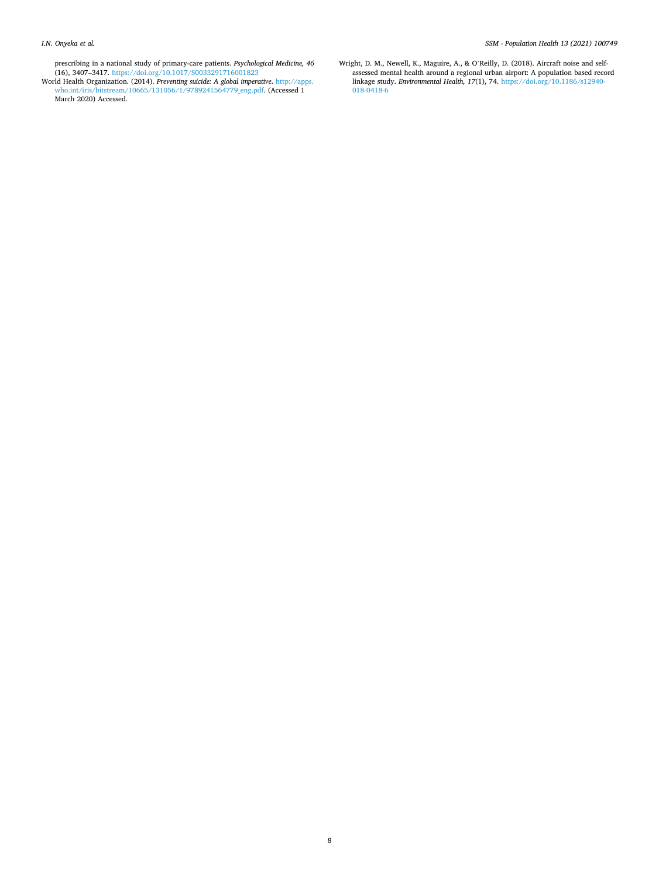prescribing in a national study of primary-care patients. *Psychological Medicine, 46* (16), 3407–3417. https://doi.org/10.1017/S0033291716001823

World Health Organization. (2014). *Preventing suicide: A global imperative*. http://apps.who.int/iris/bitstream/10665/131056/1/9789241564779_eng.pdf. (Accessed 1 March 2020) Accessed.

Wright, D. M., Newell, K., Maguire, A., & O'Reilly, D. (2018). Aircraft noise and self-assessed mental health around a regional urban airport: A population based record linkage study. *Environmental Health, 17*(1), 74. https://doi.org/10.1186/s12940-018-0418-6